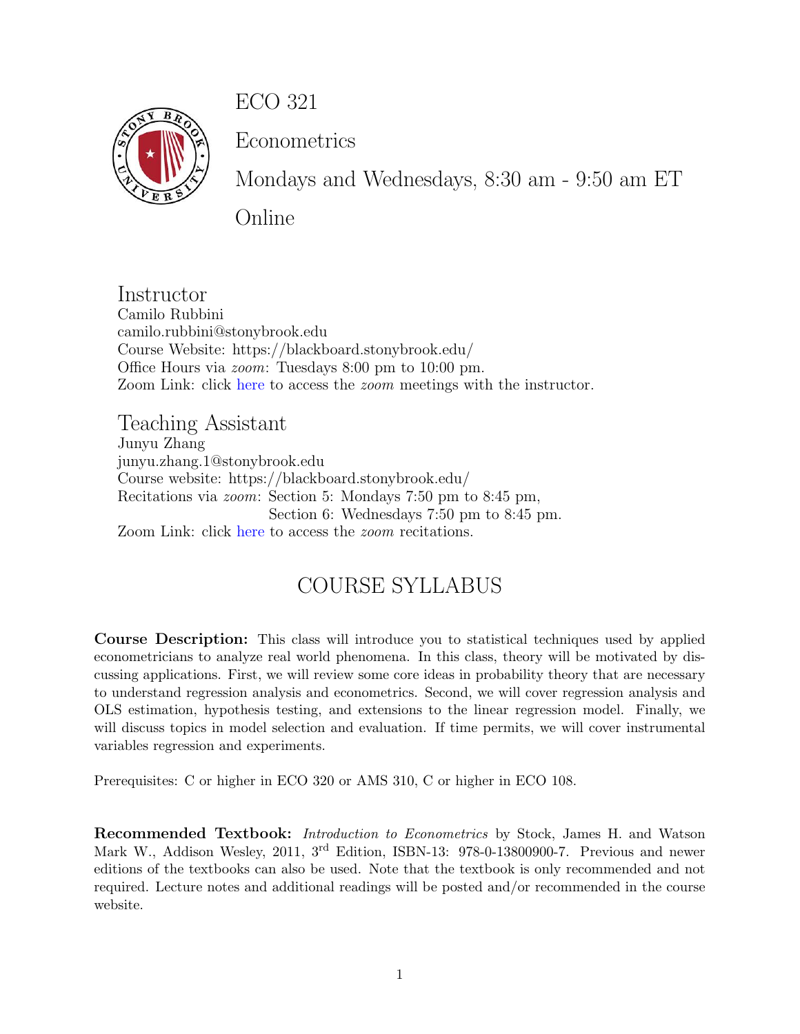# ECO 321

Econometrics

Mondays and Wednesdays, 8:30 am - 9:50 am ET

Online

## Instructor

Camilo Rubbini
camilo.rubbini@stonybrook.edu
Course Website: https://blackboard.stonybrook.edu/
Office Hours via *zoom*: Tuesdays 8:00 pm to 10:00 pm.
Zoom Link: click here to access the *zoom* meetings with the instructor.

## Teaching Assistant

Junyu Zhang
junyu.zhang.1@stonybrook.edu
Course website: https://blackboard.stonybrook.edu/
Recitations via *zoom*: Section 5: Mondays 7:50 pm to 8:45 pm,
Section 6: Wednesdays 7:50 pm to 8:45 pm.
Zoom Link: click here to access the *zoom* recitations.

# COURSE SYLLABUS

**Course Description:** This class will introduce you to statistical techniques used by applied econometricians to analyze real world phenomena. In this class, theory will be motivated by discussing applications. First, we will review some core ideas in probability theory that are necessary to understand regression analysis and econometrics. Second, we will cover regression analysis and OLS estimation, hypothesis testing, and extensions to the linear regression model. Finally, we will discuss topics in model selection and evaluation. If time permits, we will cover instrumental variables regression and experiments.

Prerequisites: C or higher in ECO 320 or AMS 310, C or higher in ECO 108.

**Recommended Textbook:** *Introduction to Econometrics* by Stock, James H. and Watson Mark W., Addison Wesley, 2011, 3rd Edition, ISBN-13: 978-0-13800900-7. Previous and newer editions of the textbooks can also be used. Note that the textbook is only recommended and not required. Lecture notes and additional readings will be posted and/or recommended in the course website.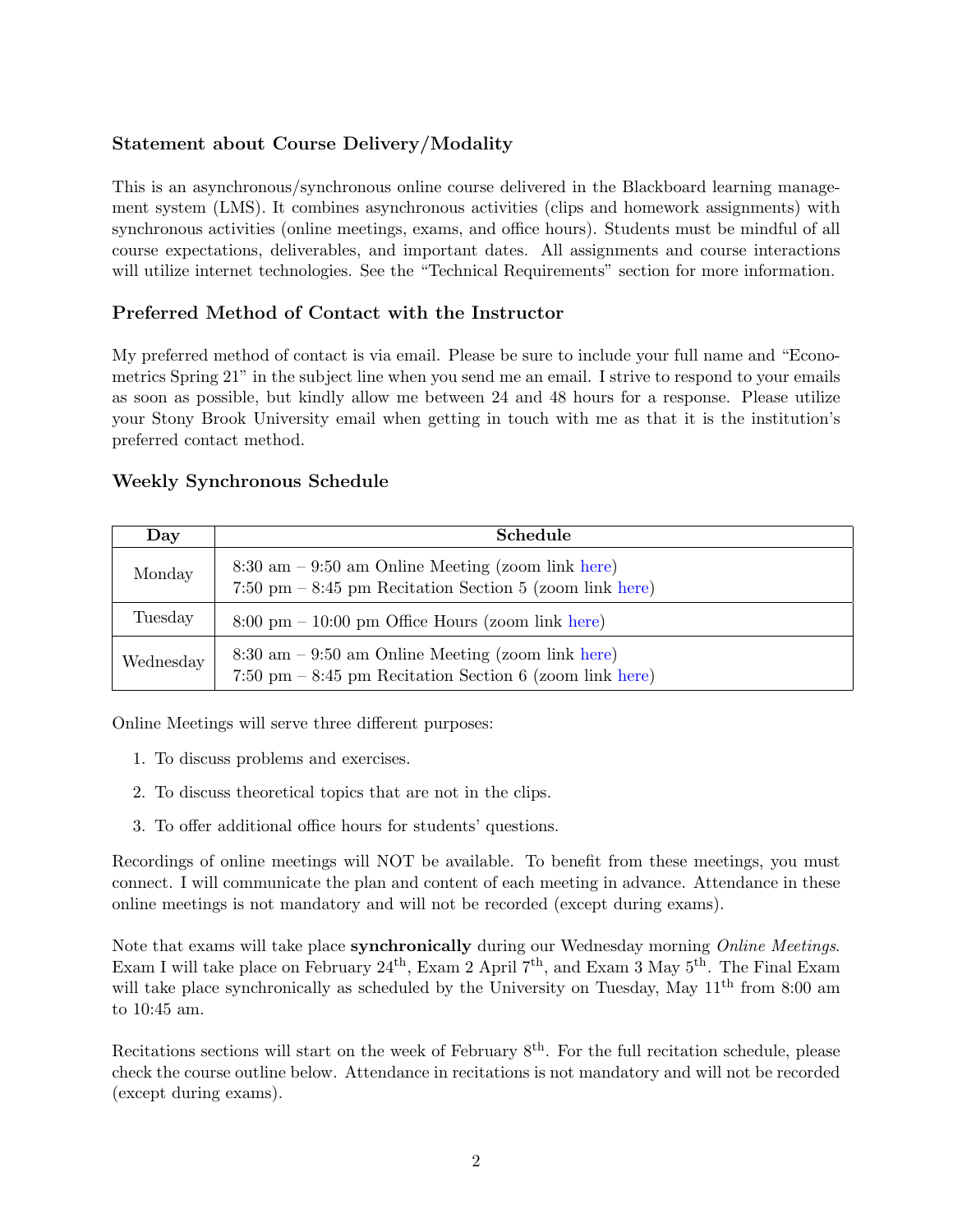### Statement about Course Delivery/Modality

This is an asynchronous/synchronous online course delivered in the Blackboard learning management system (LMS). It combines asynchronous activities (clips and homework assignments) with synchronous activities (online meetings, exams, and office hours). Students must be mindful of all course expectations, deliverables, and important dates. All assignments and course interactions will utilize internet technologies. See the "Technical Requirements" section for more information.

### Preferred Method of Contact with the Instructor

My preferred method of contact is via email. Please be sure to include your full name and "Econometrics Spring 21" in the subject line when you send me an email. I strive to respond to your emails as soon as possible, but kindly allow me between 24 and 48 hours for a response. Please utilize your Stony Brook University email when getting in touch with me as that it is the institution's preferred contact method.

### Weekly Synchronous Schedule

| Day | Schedule |
|---|---|
| Monday | 8:30 am – 9:50 am Online Meeting (zoom link here)<br>7:50 pm – 8:45 pm Recitation Section 5 (zoom link here) |
| Tuesday | 8:00 pm – 10:00 pm Office Hours (zoom link here) |
| Wednesday | 8:30 am – 9:50 am Online Meeting (zoom link here)<br>7:50 pm – 8:45 pm Recitation Section 6 (zoom link here) |

Online Meetings will serve three different purposes:

1. To discuss problems and exercises.
2. To discuss theoretical topics that are not in the clips.
3. To offer additional office hours for students' questions.

Recordings of online meetings will NOT be available. To benefit from these meetings, you must connect. I will communicate the plan and content of each meeting in advance. Attendance in these online meetings is not mandatory and will not be recorded (except during exams).

Note that exams will take place **synchronically** during our Wednesday morning *Online Meetings*. Exam I will take place on February 24th, Exam 2 April 7th, and Exam 3 May 5th. The Final Exam will take place synchronically as scheduled by the University on Tuesday, May 11th from 8:00 am to 10:45 am.

Recitations sections will start on the week of February 8th. For the full recitation schedule, please check the course outline below. Attendance in recitations is not mandatory and will not be recorded (except during exams).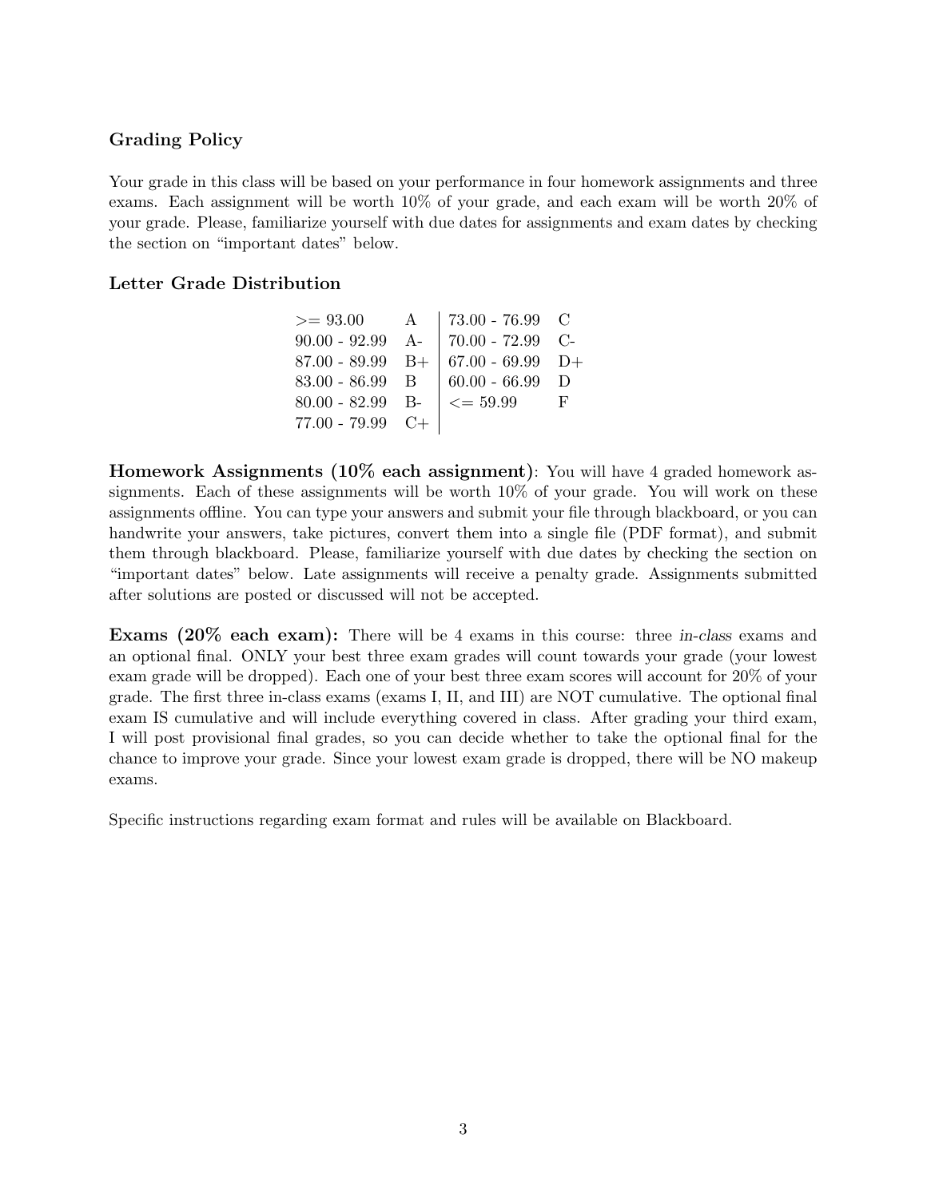### Grading Policy

Your grade in this class will be based on your performance in four homework assignments and three exams. Each assignment will be worth 10% of your grade, and each exam will be worth 20% of your grade. Please, familiarize yourself with due dates for assignments and exam dates by checking the section on "important dates" below.

### Letter Grade Distribution

| | | | |
|---|---|---|---|
| >= 93.00 | A | 73.00 - 76.99 | C |
| 90.00 - 92.99 | A- | 70.00 - 72.99 | C- |
| 87.00 - 89.99 | B+ | 67.00 - 69.99 | D+ |
| 83.00 - 86.99 | B | 60.00 - 66.99 | D |
| 80.00 - 82.99 | B- | <= 59.99 | F |
| 77.00 - 79.99 | C+ | | |

**Homework Assignments (10% each assignment)**: You will have 4 graded homework assignments. Each of these assignments will be worth 10% of your grade. You will work on these assignments offline. You can type your answers and submit your file through blackboard, or you can handwrite your answers, take pictures, convert them into a single file (PDF format), and submit them through blackboard. Please, familiarize yourself with due dates by checking the section on "important dates" below. Late assignments will receive a penalty grade. Assignments submitted after solutions are posted or discussed will not be accepted.

**Exams (20% each exam):** There will be 4 exams in this course: three *in-class* exams and an optional final. ONLY your best three exam grades will count towards your grade (your lowest exam grade will be dropped). Each one of your best three exam scores will account for 20% of your grade. The first three in-class exams (exams I, II, and III) are NOT cumulative. The optional final exam IS cumulative and will include everything covered in class. After grading your third exam, I will post provisional final grades, so you can decide whether to take the optional final for the chance to improve your grade. Since your lowest exam grade is dropped, there will be NO makeup exams.

Specific instructions regarding exam format and rules will be available on Blackboard.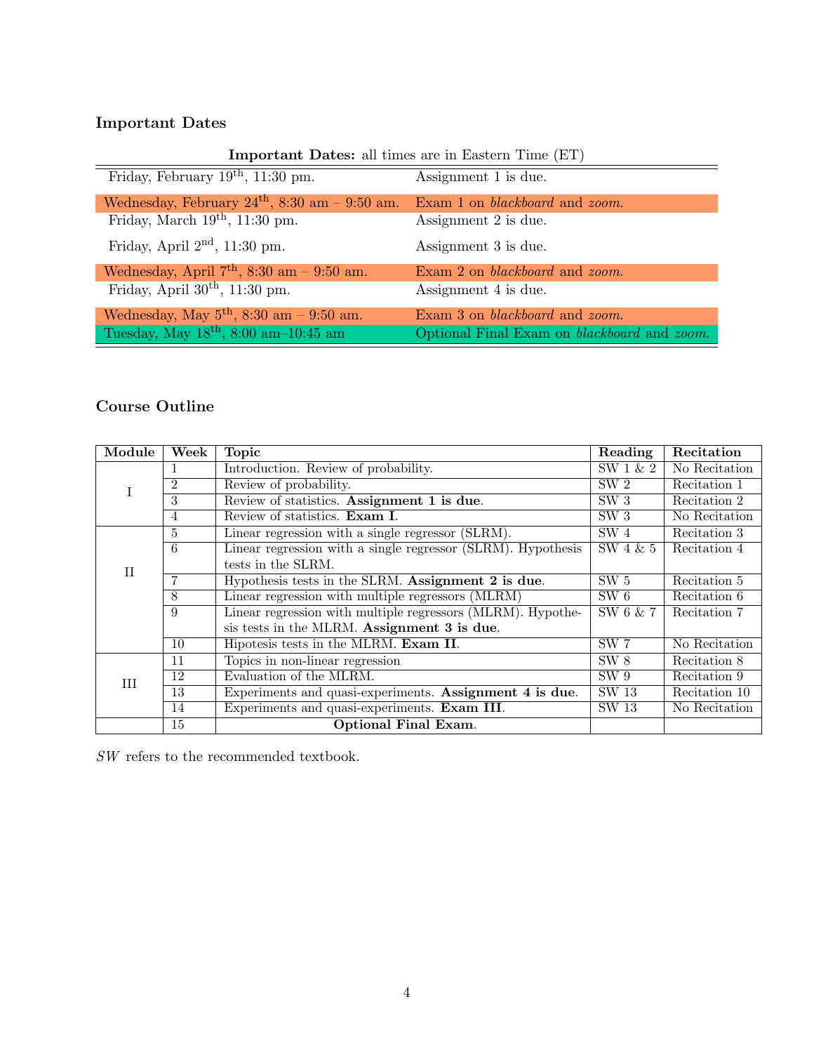### Important Dates

**Important Dates:** all times are in Eastern Time (ET)

| | |
|---|---|
| Friday, February 19th, 11:30 pm. | Assignment 1 is due. |
| Wednesday, February 24th, 8:30 am – 9:50 am. | Exam 1 on *blackboard* and *zoom*. |
| Friday, March 19th, 11:30 pm. | Assignment 2 is due. |
| Friday, April 2nd, 11:30 pm. | Assignment 3 is due. |
| Wednesday, April 7th, 8:30 am – 9:50 am. | Exam 2 on *blackboard* and *zoom*. |
| Friday, April 30th, 11:30 pm. | Assignment 4 is due. |
| Wednesday, May 5th, 8:30 am – 9:50 am. | Exam 3 on *blackboard* and *zoom*. |
| Tuesday, May 18th, 8:00 am–10:45 am | Optional Final Exam on *blackboard* and *zoom*. |

### Course Outline

| Module | Week | Topic | Reading | Recitation |
|---|---|---|---|---|
| I | 1 | Introduction. Review of probability. | SW 1 & 2 | No Recitation |
| | 2 | Review of probability. | SW 2 | Recitation 1 |
| | 3 | Review of statistics. **Assignment 1 is due**. | SW 3 | Recitation 2 |
| | 4 | Review of statistics. **Exam I**. | SW 3 | No Recitation |
| II | 5 | Linear regression with a single regressor (SLRM). | SW 4 | Recitation 3 |
| | 6 | Linear regression with a single regressor (SLRM). Hypothesis tests in the SLRM. | SW 4 & 5 | Recitation 4 |
| | 7 | Hypothesis tests in the SLRM. **Assignment 2 is due**. | SW 5 | Recitation 5 |
| | 8 | Linear regression with multiple regressors (MLRM) | SW 6 | Recitation 6 |
| | 9 | Linear regression with multiple regressors (MLRM). Hypothesis tests in the MLRM. **Assignment 3 is due**. | SW 6 & 7 | Recitation 7 |
| | 10 | Hipotesis tests in the MLRM. **Exam II**. | SW 7 | No Recitation |
| III | 11 | Topics in non-linear regression | SW 8 | Recitation 8 |
| | 12 | Evaluation of the MLRM. | SW 9 | Recitation 9 |
| | 13 | Experiments and quasi-experiments. **Assignment 4 is due**. | SW 13 | Recitation 10 |
| | 14 | Experiments and quasi-experiments. **Exam III**. | SW 13 | No Recitation |
| | 15 | **Optional Final Exam**. | | |

*SW* refers to the recommended textbook.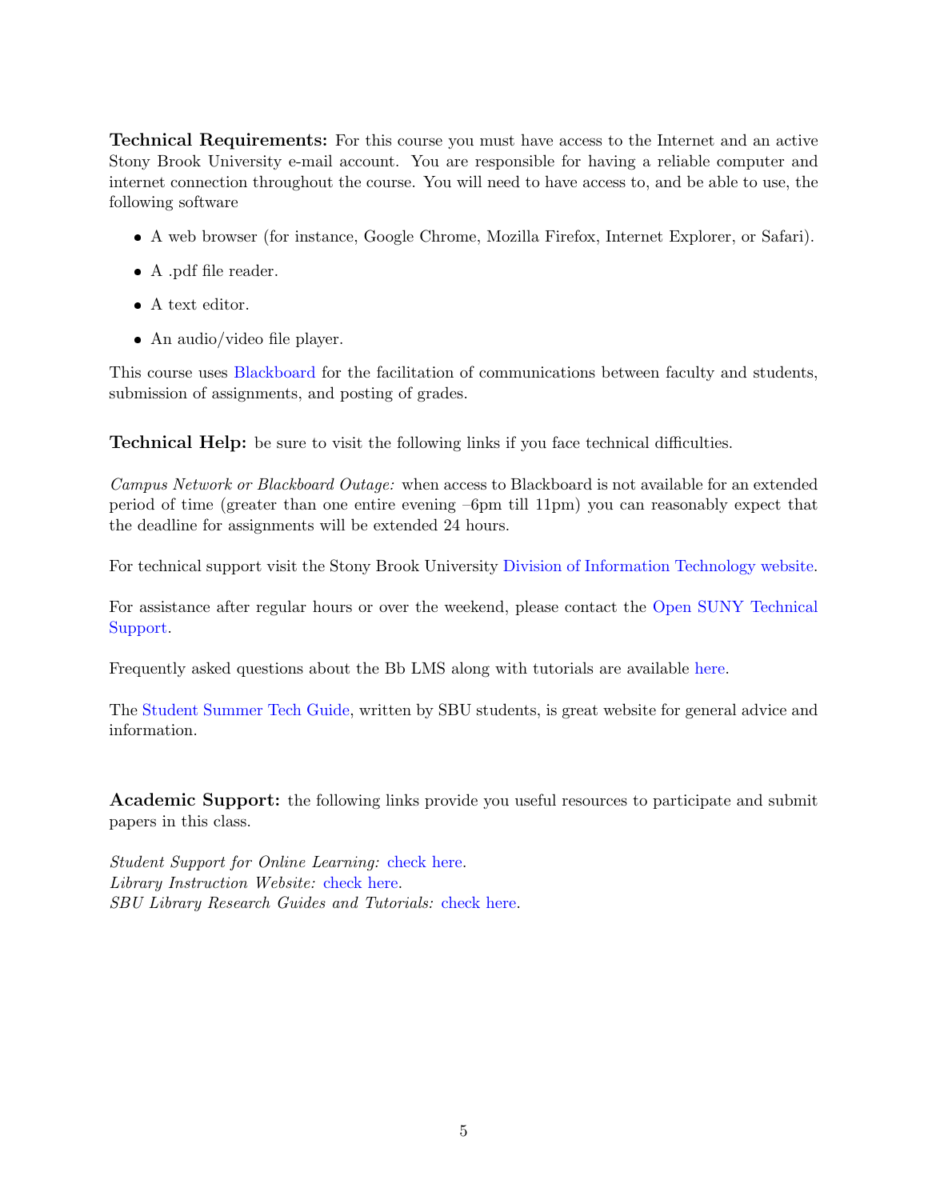**Technical Requirements:** For this course you must have access to the Internet and an active Stony Brook University e-mail account. You are responsible for having a reliable computer and internet connection throughout the course. You will need to have access to, and be able to use, the following software

- A web browser (for instance, Google Chrome, Mozilla Firefox, Internet Explorer, or Safari).
- A .pdf file reader.
- A text editor.
- An audio/video file player.

This course uses Blackboard for the facilitation of communications between faculty and students, submission of assignments, and posting of grades.

**Technical Help:** be sure to visit the following links if you face technical difficulties.

*Campus Network or Blackboard Outage:* when access to Blackboard is not available for an extended period of time (greater than one entire evening –6pm till 11pm) you can reasonably expect that the deadline for assignments will be extended 24 hours.

For technical support visit the Stony Brook University Division of Information Technology website.

For assistance after regular hours or over the weekend, please contact the Open SUNY Technical Support.

Frequently asked questions about the Bb LMS along with tutorials are available here.

The Student Summer Tech Guide, written by SBU students, is great website for general advice and information.

**Academic Support:** the following links provide you useful resources to participate and submit papers in this class.

*Student Support for Online Learning:* check here.
*Library Instruction Website:* check here.
*SBU Library Research Guides and Tutorials:* check here.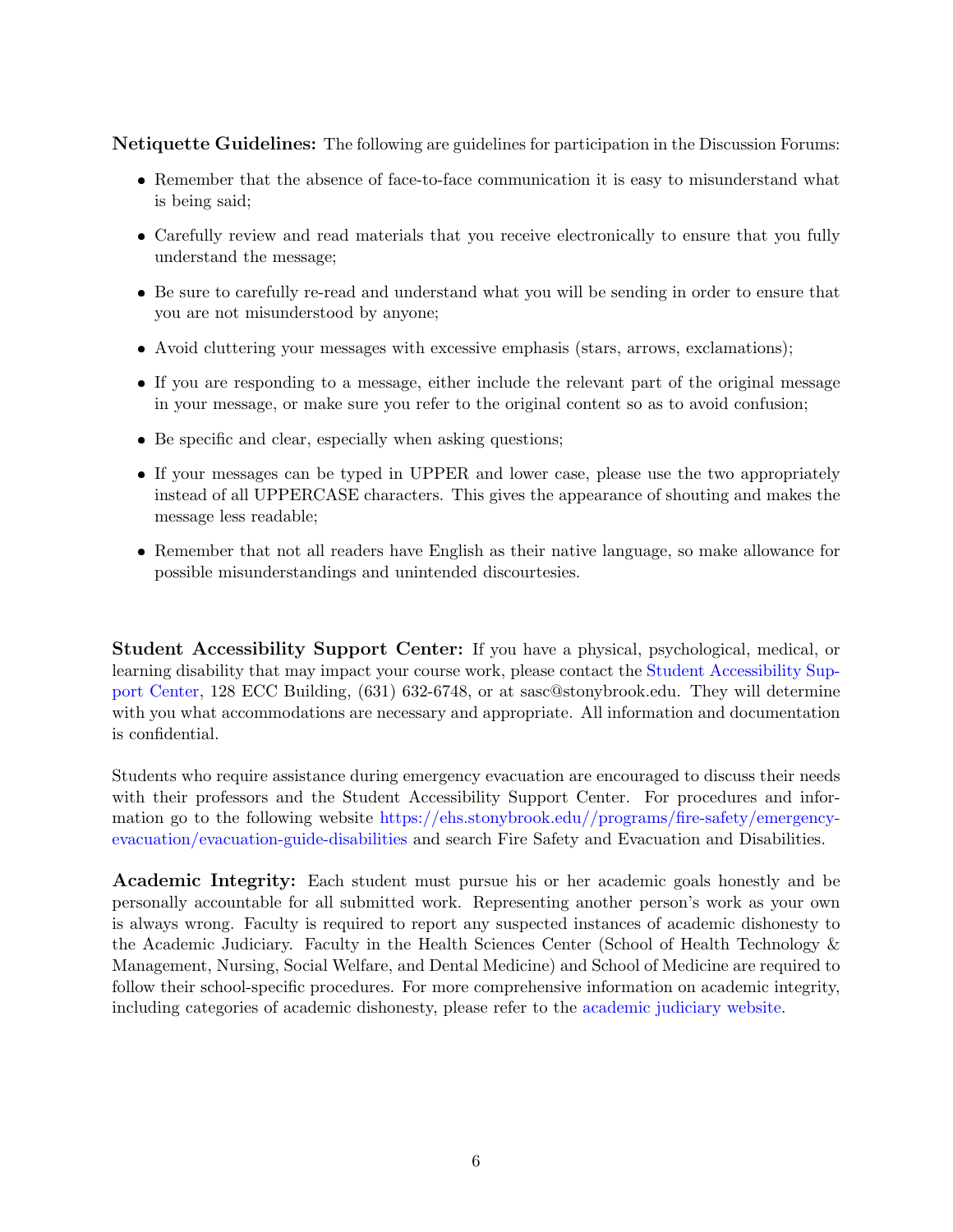**Netiquette Guidelines:** The following are guidelines for participation in the Discussion Forums:

- Remember that the absence of face-to-face communication it is easy to misunderstand what is being said;
- Carefully review and read materials that you receive electronically to ensure that you fully understand the message;
- Be sure to carefully re-read and understand what you will be sending in order to ensure that you are not misunderstood by anyone;
- Avoid cluttering your messages with excessive emphasis (stars, arrows, exclamations);
- If you are responding to a message, either include the relevant part of the original message in your message, or make sure you refer to the original content so as to avoid confusion;
- Be specific and clear, especially when asking questions;
- If your messages can be typed in UPPER and lower case, please use the two appropriately instead of all UPPERCASE characters. This gives the appearance of shouting and makes the message less readable;
- Remember that not all readers have English as their native language, so make allowance for possible misunderstandings and unintended discourtesies.

**Student Accessibility Support Center:** If you have a physical, psychological, medical, or learning disability that may impact your course work, please contact the Student Accessibility Support Center, 128 ECC Building, (631) 632-6748, or at sasc@stonybrook.edu. They will determine with you what accommodations are necessary and appropriate. All information and documentation is confidential.

Students who require assistance during emergency evacuation are encouraged to discuss their needs with their professors and the Student Accessibility Support Center. For procedures and information go to the following website https://ehs.stonybrook.edu//programs/fire-safety/emergency-evacuation/evacuation-guide-disabilities and search Fire Safety and Evacuation and Disabilities.

**Academic Integrity:** Each student must pursue his or her academic goals honestly and be personally accountable for all submitted work. Representing another person's work as your own is always wrong. Faculty is required to report any suspected instances of academic dishonesty to the Academic Judiciary. Faculty in the Health Sciences Center (School of Health Technology & Management, Nursing, Social Welfare, and Dental Medicine) and School of Medicine are required to follow their school-specific procedures. For more comprehensive information on academic integrity, including categories of academic dishonesty, please refer to the academic judiciary website.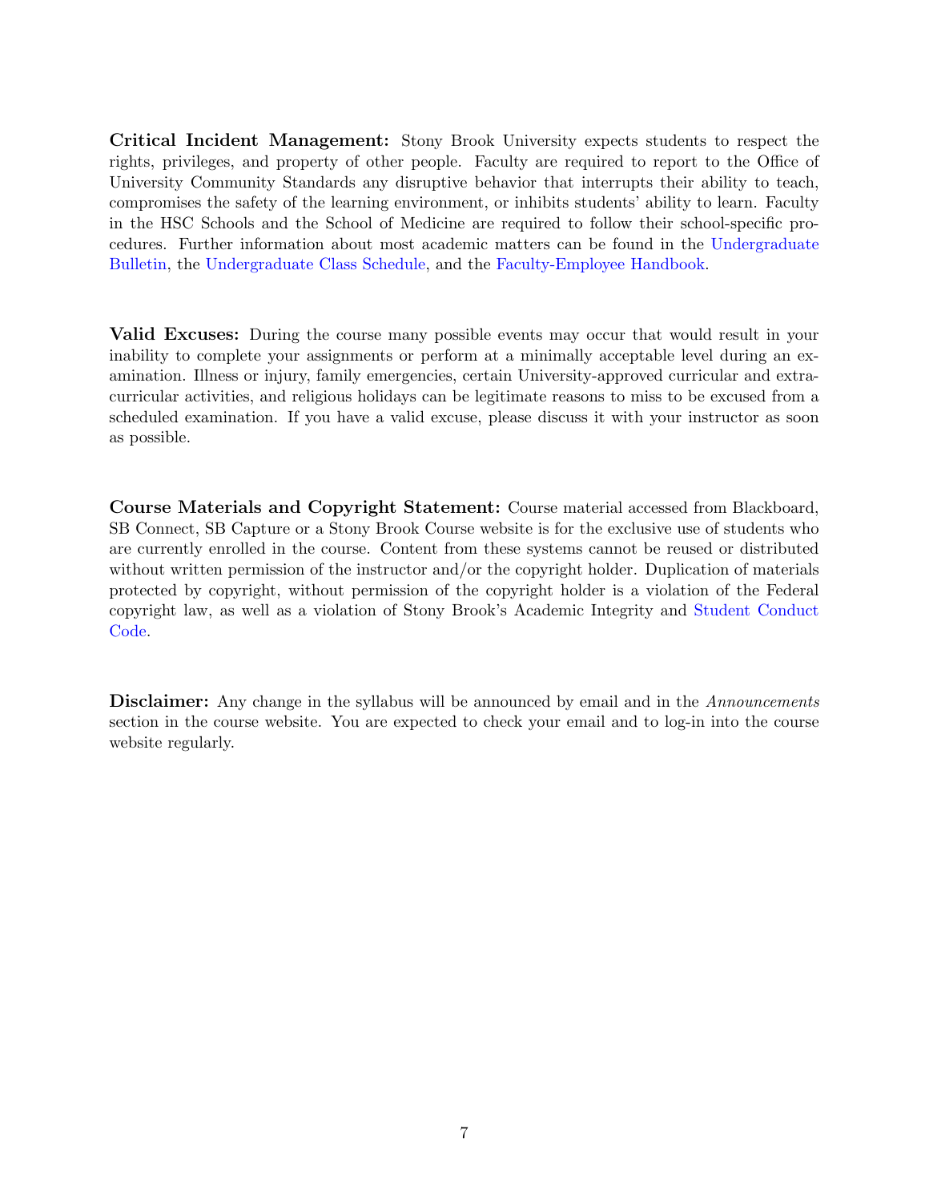**Critical Incident Management:** Stony Brook University expects students to respect the rights, privileges, and property of other people. Faculty are required to report to the Office of University Community Standards any disruptive behavior that interrupts their ability to teach, compromises the safety of the learning environment, or inhibits students' ability to learn. Faculty in the HSC Schools and the School of Medicine are required to follow their school-specific procedures. Further information about most academic matters can be found in the Undergraduate Bulletin, the Undergraduate Class Schedule, and the Faculty-Employee Handbook.

**Valid Excuses:** During the course many possible events may occur that would result in your inability to complete your assignments or perform at a minimally acceptable level during an examination. Illness or injury, family emergencies, certain University-approved curricular and extracurricular activities, and religious holidays can be legitimate reasons to miss to be excused from a scheduled examination. If you have a valid excuse, please discuss it with your instructor as soon as possible.

**Course Materials and Copyright Statement:** Course material accessed from Blackboard, SB Connect, SB Capture or a Stony Brook Course website is for the exclusive use of students who are currently enrolled in the course. Content from these systems cannot be reused or distributed without written permission of the instructor and/or the copyright holder. Duplication of materials protected by copyright, without permission of the copyright holder is a violation of the Federal copyright law, as well as a violation of Stony Brook's Academic Integrity and Student Conduct Code.

**Disclaimer:** Any change in the syllabus will be announced by email and in the *Announcements* section in the course website. You are expected to check your email and to log-in into the course website regularly.